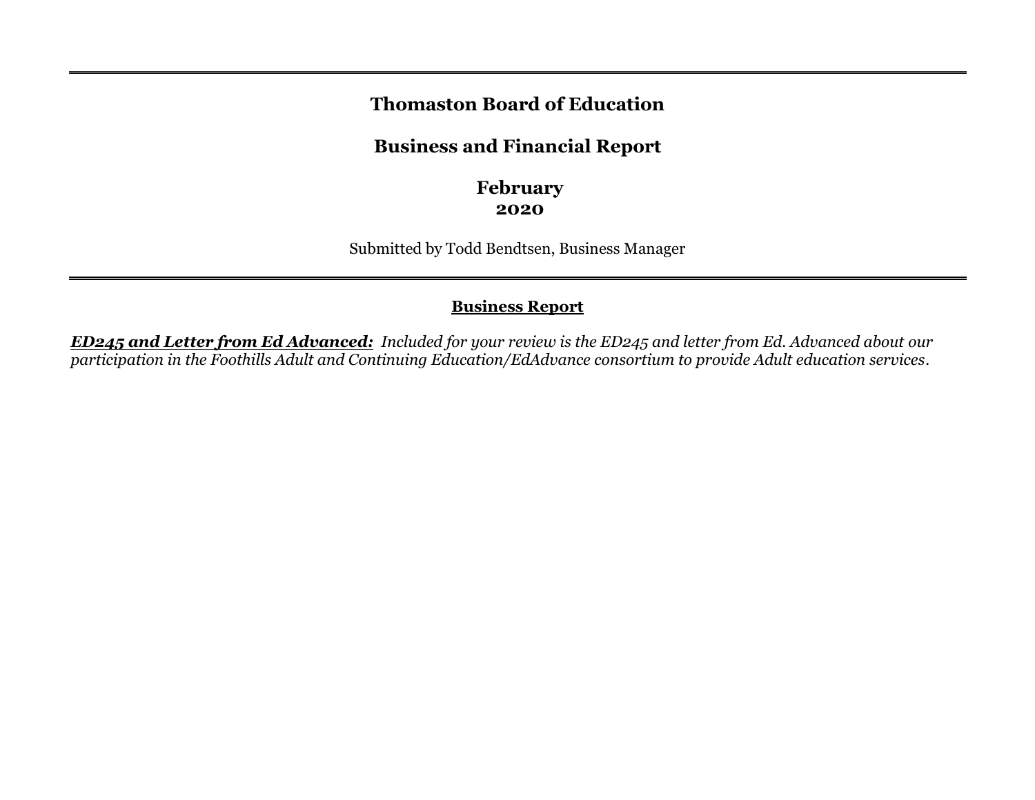# Thomaston Board of Education

## Business and Financial Report

## February 2020

Submitted by Todd Bendtsen, Business Manager

---

### Business Report

***ED245 and Letter from Ed Advanced:*** *Included for your review is the ED245 and letter from Ed. Advanced about our participation in the Foothills Adult and Continuing Education/EdAdvance consortium to provide Adult education services.*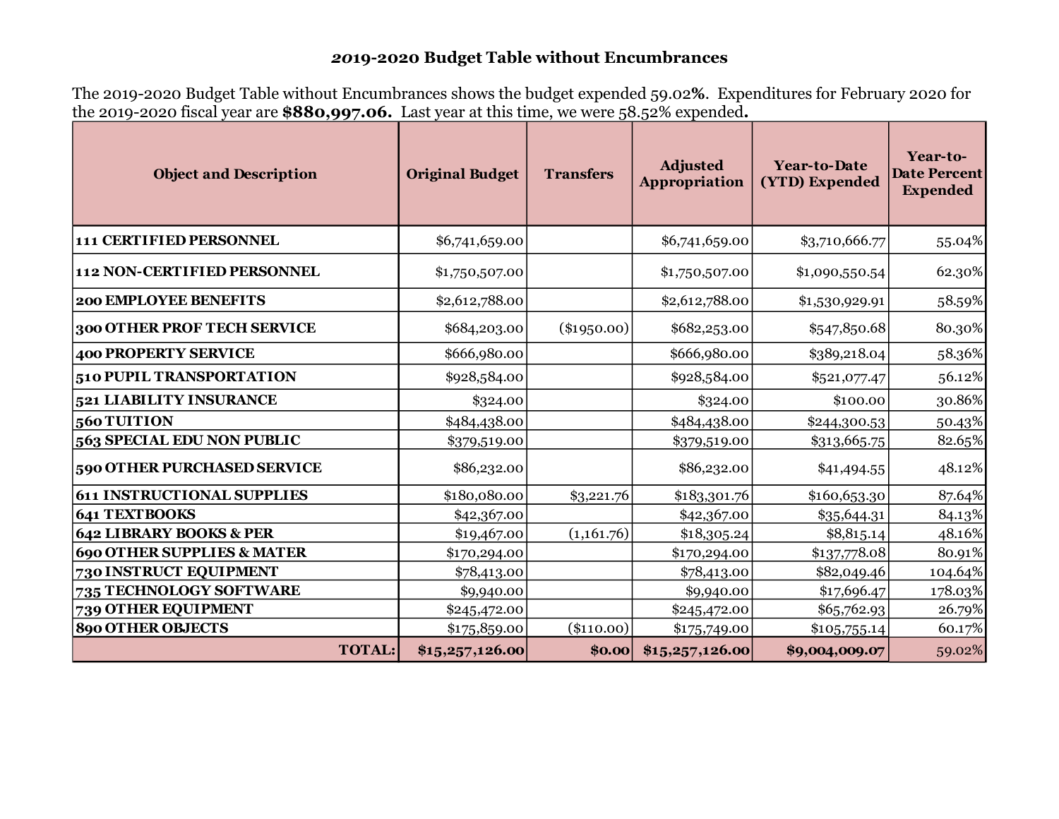## *2019-2020* Budget Table without Encumbrances

The 2019-2020 Budget Table without Encumbrances shows the budget expended 59.02**%**. Expenditures for February 2020 for the 2019-2020 fiscal year are **$880,997.06.** Last year at this time, we were 58.52% expended**.**

| Object and Description | Original Budget | Transfers | Adjusted Appropriation | Year-to-Date (YTD) Expended | Year-to-Date Percent Expended |
|---|---|---|---|---|---|
| **111 CERTIFIED PERSONNEL** | $6,741,659.00 | | $6,741,659.00 | $3,710,666.77 | 55.04% |
| **112 NON-CERTIFIED PERSONNEL** | $1,750,507.00 | | $1,750,507.00 | $1,090,550.54 | 62.30% |
| **200 EMPLOYEE BENEFITS** | $2,612,788.00 | | $2,612,788.00 | $1,530,929.91 | 58.59% |
| **300 OTHER PROF TECH SERVICE** | $684,203.00 | ($1950.00) | $682,253.00 | $547,850.68 | 80.30% |
| **400 PROPERTY SERVICE** | $666,980.00 | | $666,980.00 | $389,218.04 | 58.36% |
| **510 PUPIL TRANSPORTATION** | $928,584.00 | | $928,584.00 | $521,077.47 | 56.12% |
| **521 LIABILITY INSURANCE** | $324.00 | | $324.00 | $100.00 | 30.86% |
| **560 TUITION** | $484,438.00 | | $484,438.00 | $244,300.53 | 50.43% |
| **563 SPECIAL EDU NON PUBLIC** | $379,519.00 | | $379,519.00 | $313,665.75 | 82.65% |
| **590 OTHER PURCHASED SERVICE** | $86,232.00 | | $86,232.00 | $41,494.55 | 48.12% |
| **611 INSTRUCTIONAL SUPPLIES** | $180,080.00 | $3,221.76 | $183,301.76 | $160,653.30 | 87.64% |
| **641 TEXTBOOKS** | $42,367.00 | | $42,367.00 | $35,644.31 | 84.13% |
| **642 LIBRARY BOOKS & PER** | $19,467.00 | (1,161.76) | $18,305.24 | $8,815.14 | 48.16% |
| **690 OTHER SUPPLIES & MATER** | $170,294.00 | | $170,294.00 | $137,778.08 | 80.91% |
| **730 INSTRUCT EQUIPMENT** | $78,413.00 | | $78,413.00 | $82,049.46 | 104.64% |
| **735 TECHNOLOGY SOFTWARE** | $9,940.00 | | $9,940.00 | $17,696.47 | 178.03% |
| **739 OTHER EQUIPMENT** | $245,472.00 | | $245,472.00 | $65,762.93 | 26.79% |
| **890 OTHER OBJECTS** | $175,859.00 | ($110.00) | $175,749.00 | $105,755.14 | 60.17% |
| **TOTAL:** | **$15,257,126.00** | **$0.00** | **$15,257,126.00** | **$9,004,009.07** | 59.02% |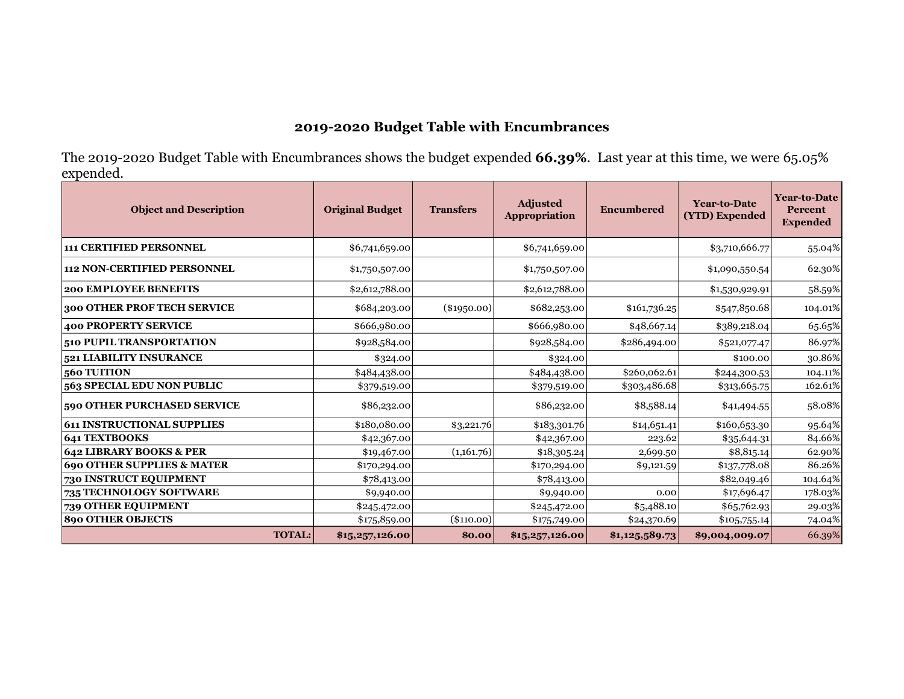# 2019-2020 Budget Table with Encumbrances

The 2019-2020 Budget Table with Encumbrances shows the budget expended **66.39%**. Last year at this time, we were 65.05% expended.

| Object and Description | Original Budget | Transfers | Adjusted Appropriation | Encumbered | Year-to-Date (YTD) Expended | Year-to-Date Percent Expended |
|---|---|---|---|---|---|---|
| **111 CERTIFIED PERSONNEL** | $6,741,659.00 | | $6,741,659.00 | | $3,710,666.77 | 55.04% |
| **112 NON-CERTIFIED PERSONNEL** | $1,750,507.00 | | $1,750,507.00 | | $1,090,550.54 | 62.30% |
| **200 EMPLOYEE BENEFITS** | $2,612,788.00 | | $2,612,788.00 | | $1,530,929.91 | 58.59% |
| **300 OTHER PROF TECH SERVICE** | $684,203.00 | ($1950.00) | $682,253.00 | $161,736.25 | $547,850.68 | 104.01% |
| **400 PROPERTY SERVICE** | $666,980.00 | | $666,980.00 | $48,667.14 | $389,218.04 | 65.65% |
| **510 PUPIL TRANSPORTATION** | $928,584.00 | | $928,584.00 | $286,494.00 | $521,077.47 | 86.97% |
| **521 LIABILITY INSURANCE** | $324.00 | | $324.00 | | $100.00 | 30.86% |
| **560 TUITION** | $484,438.00 | | $484,438.00 | $260,062.61 | $244,300.53 | 104.11% |
| **563 SPECIAL EDU NON PUBLIC** | $379,519.00 | | $379,519.00 | $303,486.68 | $313,665.75 | 162.61% |
| **590 OTHER PURCHASED SERVICE** | $86,232.00 | | $86,232.00 | $8,588.14 | $41,494.55 | 58.08% |
| **611 INSTRUCTIONAL SUPPLIES** | $180,080.00 | $3,221.76 | $183,301.76 | $14,651.41 | $160,653.30 | 95.64% |
| **641 TEXTBOOKS** | $42,367.00 | | $42,367.00 | 223.62 | $35,644.31 | 84.66% |
| **642 LIBRARY BOOKS & PER** | $19,467.00 | (1,161.76) | $18,305.24 | 2,699.50 | $8,815.14 | 62.90% |
| **690 OTHER SUPPLIES & MATER** | $170,294.00 | | $170,294.00 | $9,121.59 | $137,778.08 | 86.26% |
| **730 INSTRUCT EQUIPMENT** | $78,413.00 | | $78,413.00 | | $82,049.46 | 104.64% |
| **735 TECHNOLOGY SOFTWARE** | $9,940.00 | | $9,940.00 | 0.00 | $17,696.47 | 178.03% |
| **739 OTHER EQUIPMENT** | $245,472.00 | | $245,472.00 | $5,488.10 | $65,762.93 | 29.03% |
| **890 OTHER OBJECTS** | $175,859.00 | ($110.00) | $175,749.00 | $24,370.69 | $105,755.14 | 74.04% |
| **TOTAL:** | **$15,257,126.00** | **$0.00** | **$15,257,126.00** | **$1,125,589.73** | **$9,004,009.07** | 66.39% |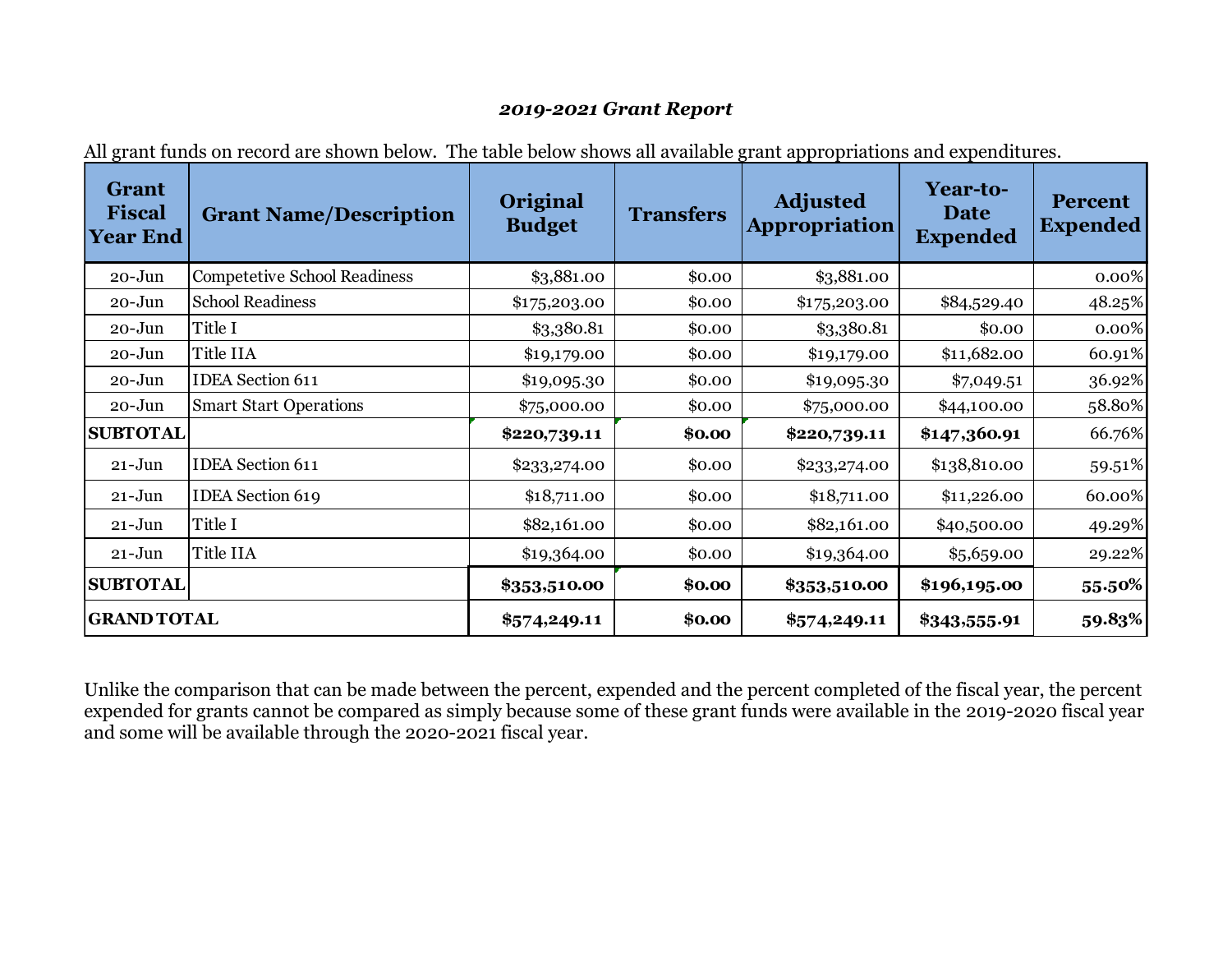***2019-2021 Grant Report***

All grant funds on record are shown below. The table below shows all available grant appropriations and expenditures.

| Grant Fiscal Year End | Grant Name/Description | Original Budget | Transfers | Adjusted Appropriation | Year-to-Date Expended | Percent Expended |
|---|---|---|---|---|---|---|
| 20-Jun | Competetive School Readiness | $3,881.00 | $0.00 | $3,881.00 | | 0.00% |
| 20-Jun | School Readiness | $175,203.00 | $0.00 | $175,203.00 | $84,529.40 | 48.25% |
| 20-Jun | Title I | $3,380.81 | $0.00 | $3,380.81 | $0.00 | 0.00% |
| 20-Jun | Title IIA | $19,179.00 | $0.00 | $19,179.00 | $11,682.00 | 60.91% |
| 20-Jun | IDEA Section 611 | $19,095.30 | $0.00 | $19,095.30 | $7,049.51 | 36.92% |
| 20-Jun | Smart Start Operations | $75,000.00 | $0.00 | $75,000.00 | $44,100.00 | 58.80% |
| **SUBTOTAL** | | **$220,739.11** | **$0.00** | **$220,739.11** | **$147,360.91** | 66.76% |
| 21-Jun | IDEA Section 611 | $233,274.00 | $0.00 | $233,274.00 | $138,810.00 | 59.51% |
| 21-Jun | IDEA Section 619 | $18,711.00 | $0.00 | $18,711.00 | $11,226.00 | 60.00% |
| 21-Jun | Title I | $82,161.00 | $0.00 | $82,161.00 | $40,500.00 | 49.29% |
| 21-Jun | Title IIA | $19,364.00 | $0.00 | $19,364.00 | $5,659.00 | 29.22% |
| **SUBTOTAL** | | **$353,510.00** | **$0.00** | **$353,510.00** | **$196,195.00** | **55.50%** |
| **GRAND TOTAL** | | **$574,249.11** | **$0.00** | **$574,249.11** | **$343,555.91** | **59.83%** |

Unlike the comparison that can be made between the percent, expended and the percent completed of the fiscal year, the percent expended for grants cannot be compared as simply because some of these grant funds were available in the 2019-2020 fiscal year and some will be available through the 2020-2021 fiscal year.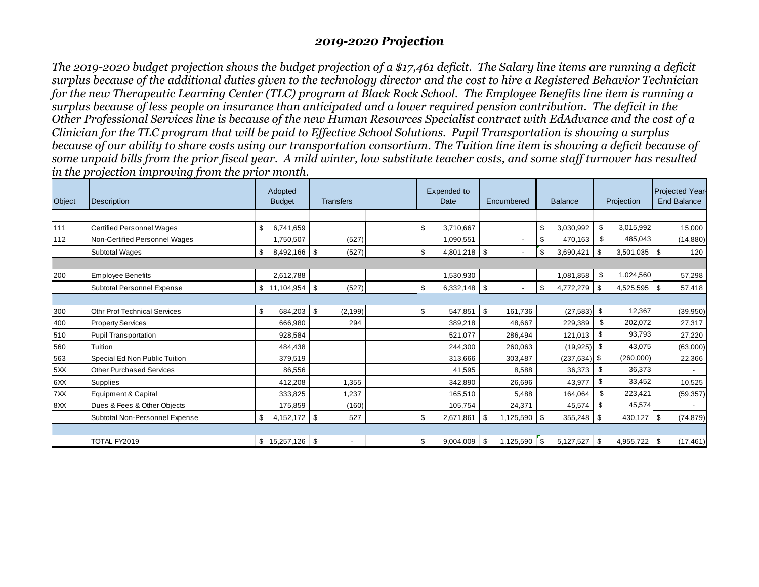## *2019-2020 Projection*

*The 2019-2020 budget projection shows the budget projection of a $17,461 deficit. The Salary line items are running a deficit surplus because of the additional duties given to the technology director and the cost to hire a Registered Behavior Technician for the new Therapeutic Learning Center (TLC) program at Black Rock School. The Employee Benefits line item is running a surplus because of less people on insurance than anticipated and a lower required pension contribution. The deficit in the Other Professional Services line is because of the new Human Resources Specialist contract with EdAdvance and the cost of a Clinician for the TLC program that will be paid to Effective School Solutions. Pupil Transportation is showing a surplus because of our ability to share costs using our transportation consortium. The Tuition line item is showing a deficit because of some unpaid bills from the prior fiscal year. A mild winter, low substitute teacher costs, and some staff turnover has resulted in the projection improving from the prior month.*

| Object | Description | Adopted Budget | Transfers | | Expended to Date | Encumbered | Balance | Projection | Projected Year-End Balance |
|---|---|---|---|---|---|---|---|---|---|
| 111 | Certified Personnel Wages | $ 6,741,659 | | | $ 3,710,667 | | $ 3,030,992 | $ 3,015,992 | 15,000 |
| 112 | Non-Certified Personnel Wages | 1,750,507 | (527) | | 1,090,551 | - | $ 470,163 | $ 485,043 | (14,880) |
| | Subtotal Wages | $ 8,492,166 | $ (527) | | $ 4,801,218 | $ - | $ 3,690,421 | $ 3,501,035 | $ 120 |
| 200 | Employee Benefits | 2,612,788 | | | 1,530,930 | | 1,081,858 | $ 1,024,560 | 57,298 |
| | Subtotal Personnel Expense | $ 11,104,954 | $ (527) | | $ 6,332,148 | $ - | $ 4,772,279 | $ 4,525,595 | $ 57,418 |
| 300 | Othr Prof Technical Services | $ 684,203 | $ (2,199) | | $ 547,851 | $ 161,736 | (27,583) | $ 12,367 | (39,950) |
| 400 | Property Services | 666,980 | 294 | | 389,218 | 48,667 | 229,389 | $ 202,072 | 27,317 |
| 510 | Pupil Transportation | 928,584 | | | 521,077 | 286,494 | 121,013 | $ 93,793 | 27,220 |
| 560 | Tuition | 484,438 | | | 244,300 | 260,063 | (19,925) | $ 43,075 | (63,000) |
| 563 | Special Ed Non Public Tuition | 379,519 | | | 313,666 | 303,487 | (237,634) | $ (260,000) | 22,366 |
| 5XX | Other Purchased Services | 86,556 | | | 41,595 | 8,588 | 36,373 | $ 36,373 | - |
| 6XX | Supplies | 412,208 | 1,355 | | 342,890 | 26,696 | 43,977 | $ 33,452 | 10,525 |
| 7XX | Equipment & Capital | 333,825 | 1,237 | | 165,510 | 5,488 | 164,064 | $ 223,421 | (59,357) |
| 8XX | Dues & Fees & Other Objects | 175,859 | (160) | | 105,754 | 24,371 | 45,574 | $ 45,574 | - |
| | Subtotal Non-Personnel Expense | $ 4,152,172 | $ 527 | | $ 2,671,861 | $ 1,125,590 | $ 355,248 | $ 430,127 | $ (74,879) |
| | TOTAL FY2019 | $ 15,257,126 | $ - | | $ 9,004,009 | $ 1,125,590 | $ 5,127,527 | $ 4,955,722 | $ (17,461) |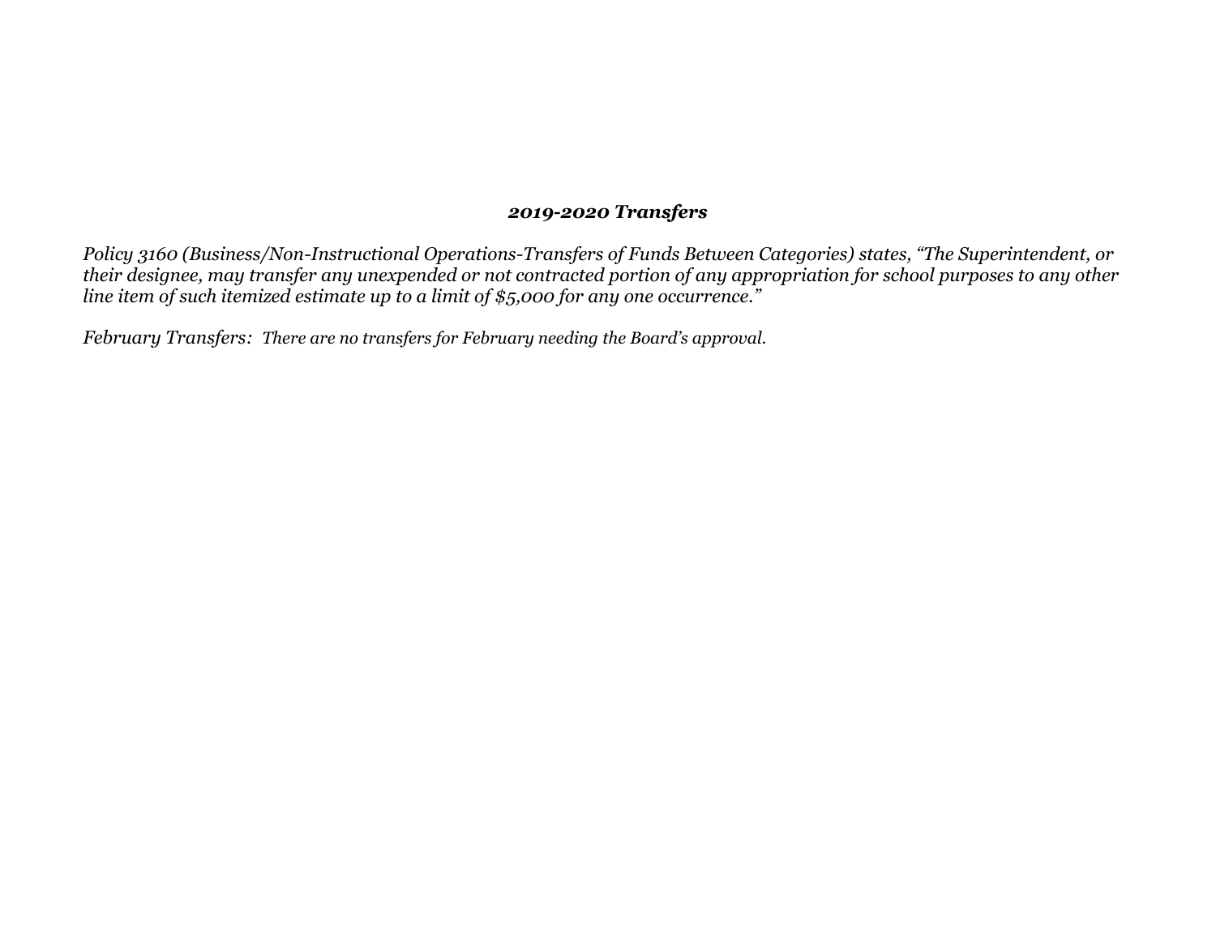## ***2019-2020 Transfers***

*Policy 3160 (Business/Non-Instructional Operations-Transfers of Funds Between Categories) states, "The Superintendent, or their designee, may transfer any unexpended or not contracted portion of any appropriation for school purposes to any other line item of such itemized estimate up to a limit of $5,000 for any one occurrence."*

*February Transfers: There are no transfers for February needing the Board's approval.*